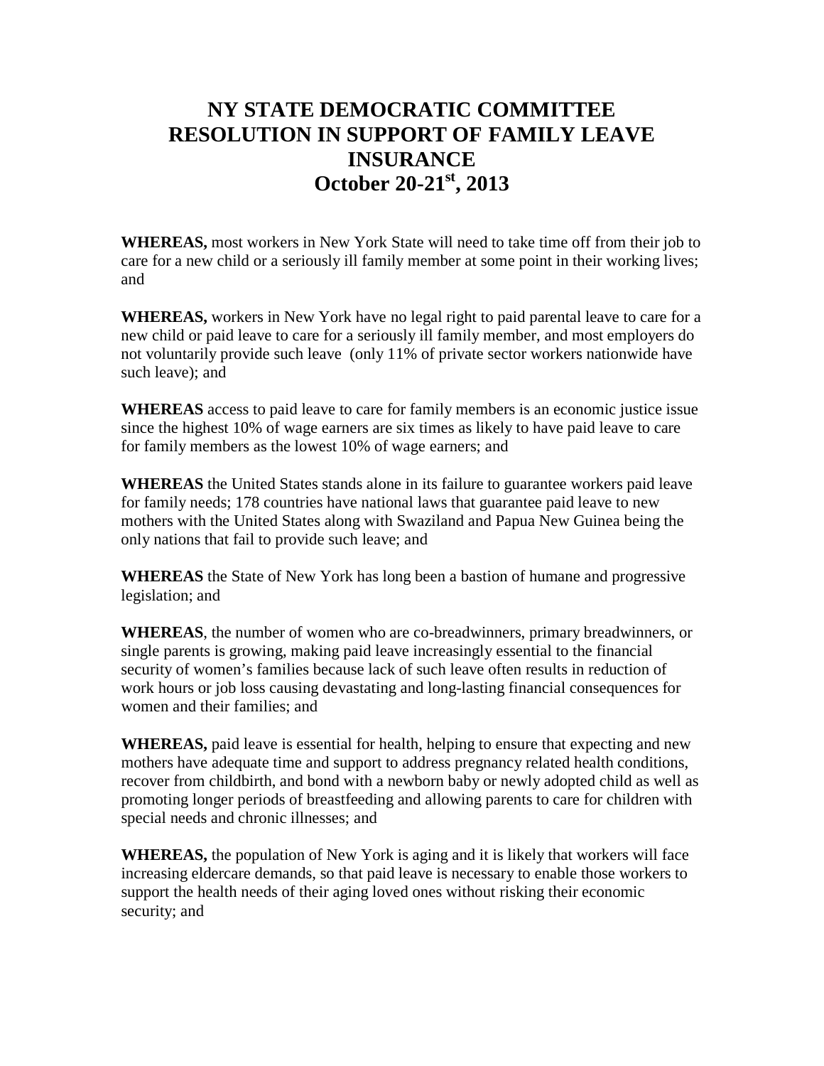# NY STATE DEMOCRATIC COMMITTEE RESOLUTION IN SUPPORT OF FAMILY LEAVE INSURANCE
# October 20-21st, 2013

**WHEREAS,** most workers in New York State will need to take time off from their job to care for a new child or a seriously ill family member at some point in their working lives; and

**WHEREAS,** workers in New York have no legal right to paid parental leave to care for a new child or paid leave to care for a seriously ill family member, and most employers do not voluntarily provide such leave (only 11% of private sector workers nationwide have such leave); and

**WHEREAS** access to paid leave to care for family members is an economic justice issue since the highest 10% of wage earners are six times as likely to have paid leave to care for family members as the lowest 10% of wage earners; and

**WHEREAS** the United States stands alone in its failure to guarantee workers paid leave for family needs; 178 countries have national laws that guarantee paid leave to new mothers with the United States along with Swaziland and Papua New Guinea being the only nations that fail to provide such leave; and

**WHEREAS** the State of New York has long been a bastion of humane and progressive legislation; and

**WHEREAS**, the number of women who are co-breadwinners, primary breadwinners, or single parents is growing, making paid leave increasingly essential to the financial security of women's families because lack of such leave often results in reduction of work hours or job loss causing devastating and long-lasting financial consequences for women and their families; and

**WHEREAS,** paid leave is essential for health, helping to ensure that expecting and new mothers have adequate time and support to address pregnancy related health conditions, recover from childbirth, and bond with a newborn baby or newly adopted child as well as promoting longer periods of breastfeeding and allowing parents to care for children with special needs and chronic illnesses; and

**WHEREAS,** the population of New York is aging and it is likely that workers will face increasing eldercare demands, so that paid leave is necessary to enable those workers to support the health needs of their aging loved ones without risking their economic security; and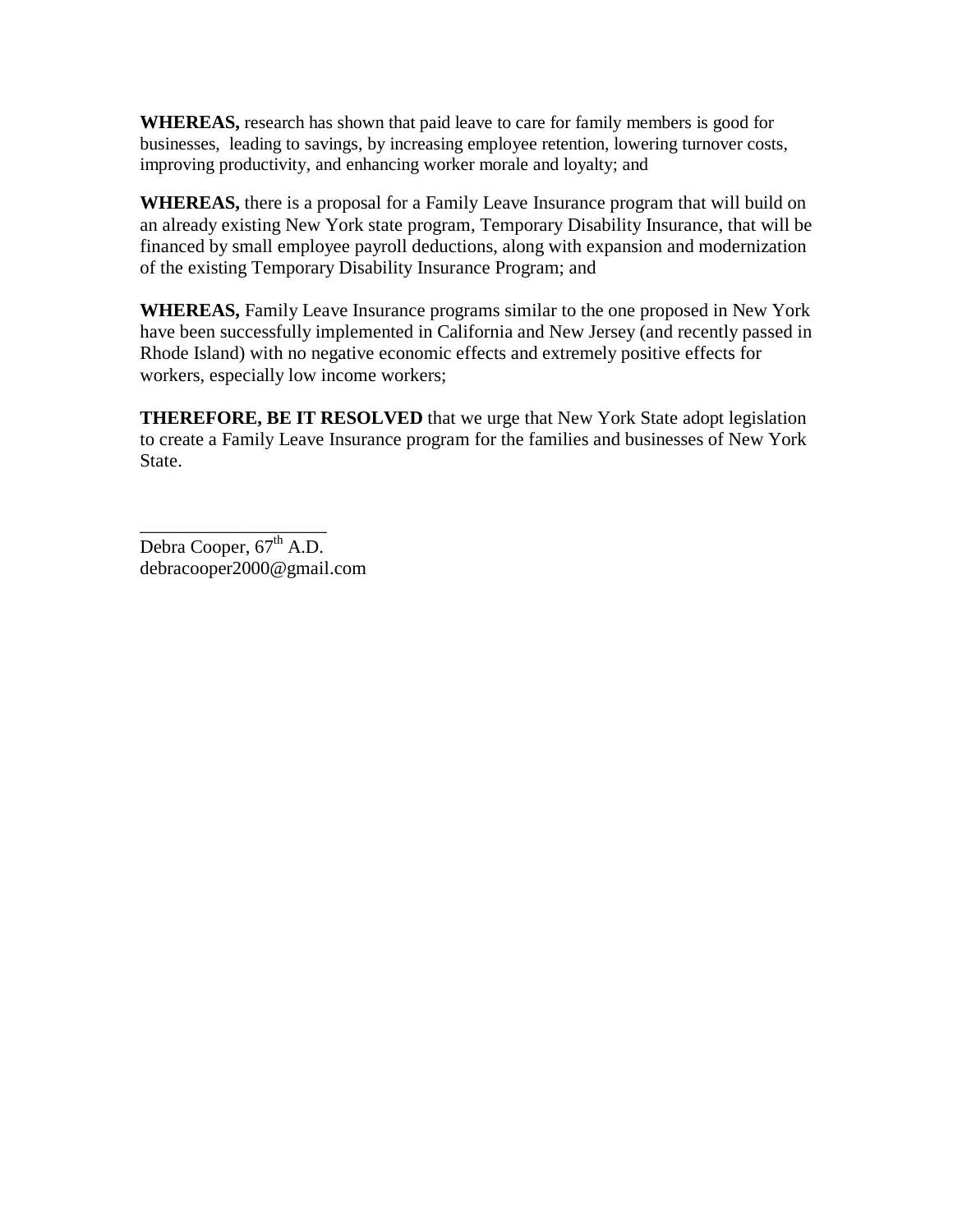**WHEREAS,** research has shown that paid leave to care for family members is good for businesses, leading to savings, by increasing employee retention, lowering turnover costs, improving productivity, and enhancing worker morale and loyalty; and

**WHEREAS,** there is a proposal for a Family Leave Insurance program that will build on an already existing New York state program, Temporary Disability Insurance, that will be financed by small employee payroll deductions, along with expansion and modernization of the existing Temporary Disability Insurance Program; and

**WHEREAS,** Family Leave Insurance programs similar to the one proposed in New York have been successfully implemented in California and New Jersey (and recently passed in Rhode Island) with no negative economic effects and extremely positive effects for workers, especially low income workers;

**THEREFORE, BE IT RESOLVED** that we urge that New York State adopt legislation to create a Family Leave Insurance program for the families and businesses of New York State.

____________________

Debra Cooper, 67th A.D.
debracooper2000@gmail.com